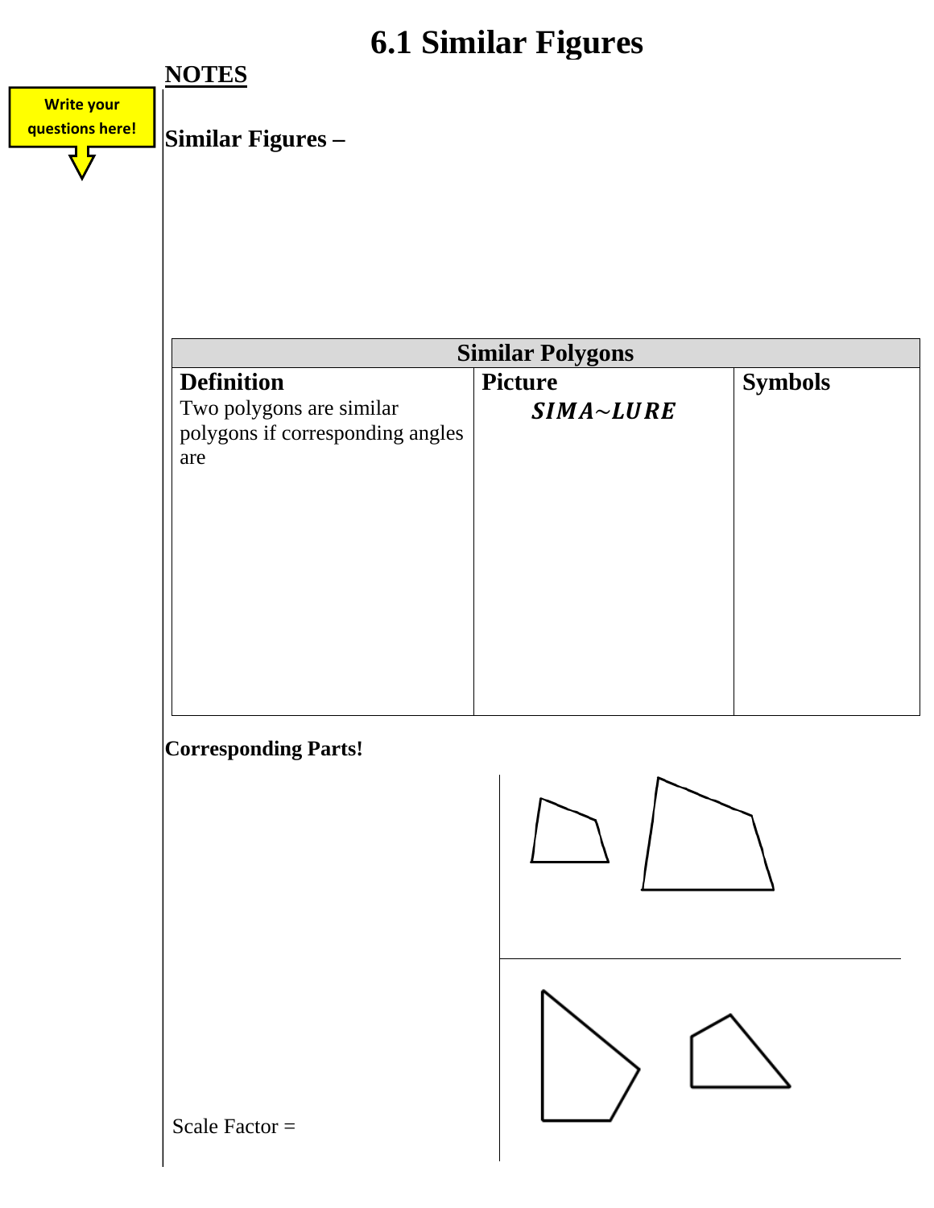# 6.1 Similar Figures

**NOTES**

Write your questions here!

**Similar Figures –**

| Similar Polygons | | |
|---|---|---|
| **Definition**<br>Two polygons are similar polygons if corresponding angles are | **Picture**<br>$SIMA \sim LURE$ | **Symbols** |

**Corresponding Parts!**

Scale Factor =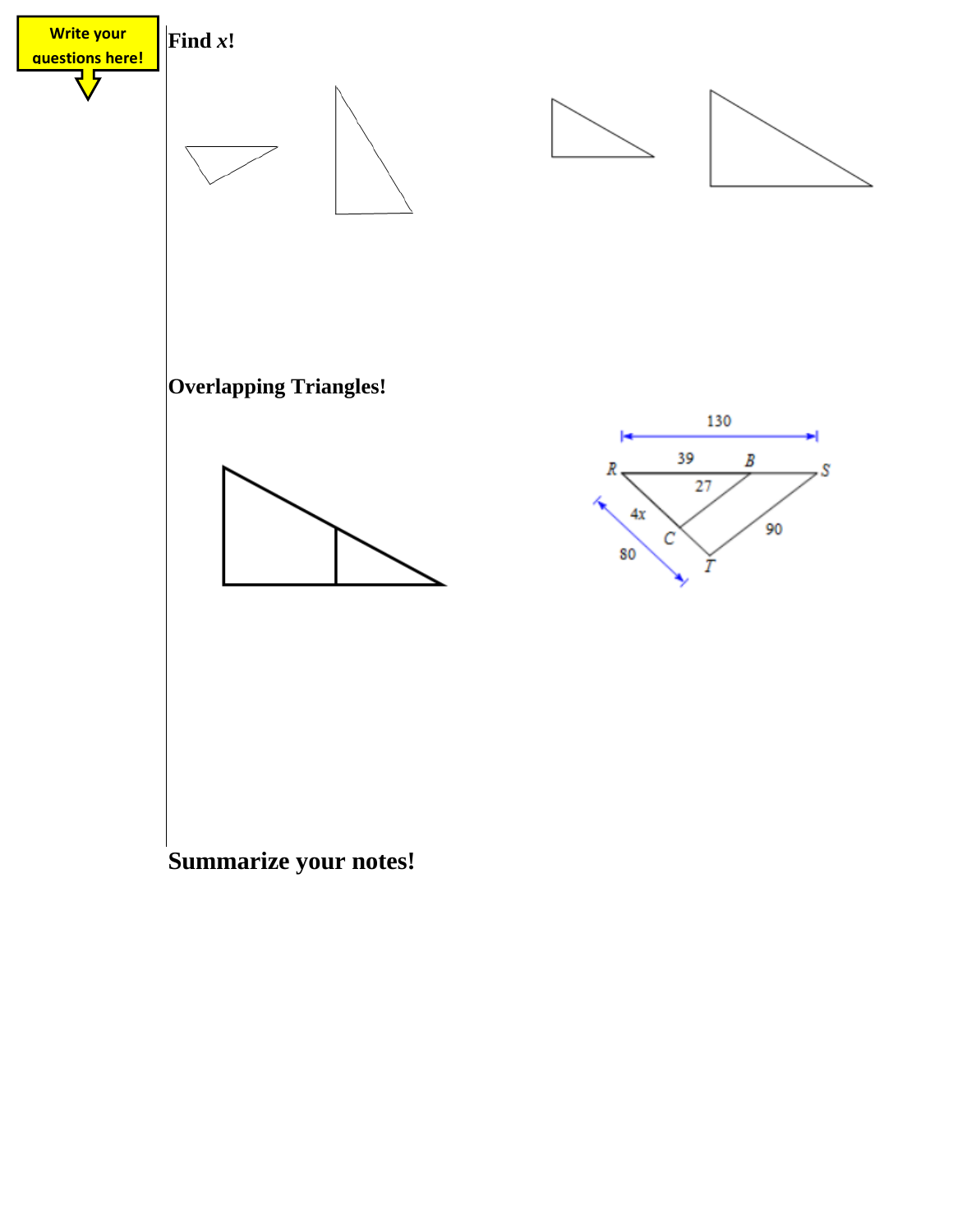Write your questions here!

**Find *x*!**

**Overlapping Triangles!**

130

39

27

4x

80

90

R

B

S

C

T

**Summarize your notes!**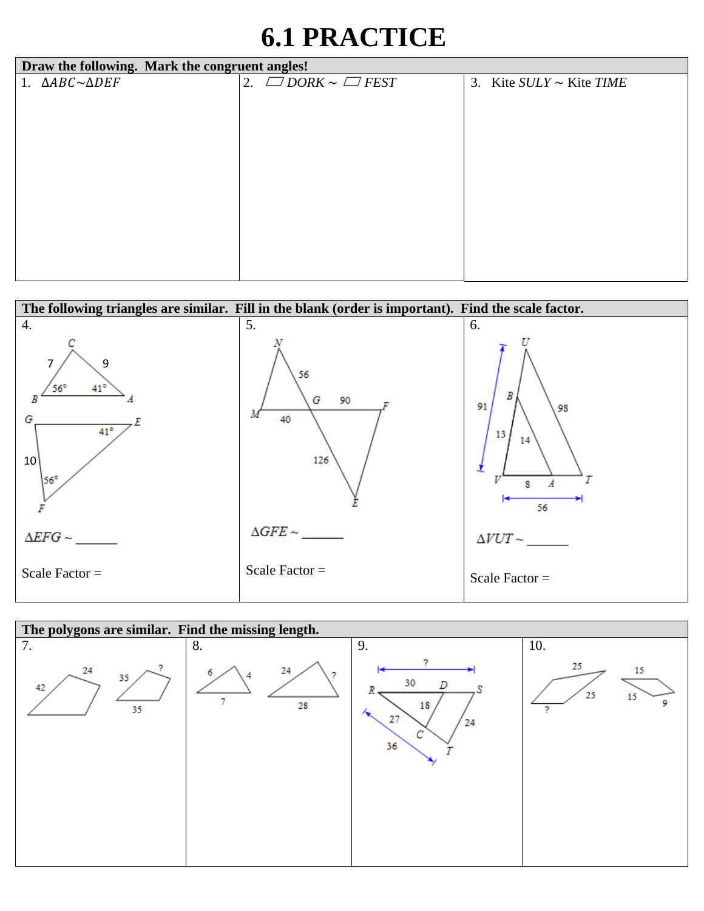# 6.1 PRACTICE

**Draw the following. Mark the congruent angles!**

| 1. $\Delta ABC \sim \Delta DEF$ | 2. ▱ *DORK* ~ ▱ *FEST* | 3. Kite *SULY* ~ Kite *TIME* |
|---|---|---|
| | | |

**The following triangles are similar. Fill in the blank (order is important). Find the scale factor.**

| 4. | 5. | 6. |
|---|---|---|
| C, B, A; 7, 9; 56°, 41° <br> G, E, F; 10; 41°, 56° | N, M, G, F, E; 56, 90, 40, 126 | U, B, V, A, T; 91, 13, 14, 98, 8, 56 |
| $\Delta EFG \sim$ ______ | $\Delta GFE \sim$ ______ | $\Delta VUT \sim$ ______ |
| Scale Factor = | Scale Factor = | Scale Factor = |

**The polygons are similar. Find the missing length.**

| 7. | 8. | 9. | 10. |
|---|---|---|---|
| 42, 24 <br> 35, ?, 35 | 6, 4, 7 <br> 24, ?, 28 | ?; R, D, S; 30; 18; 27; 24; C; 36; T | 25, 25, ? <br> 15, 15, 9 |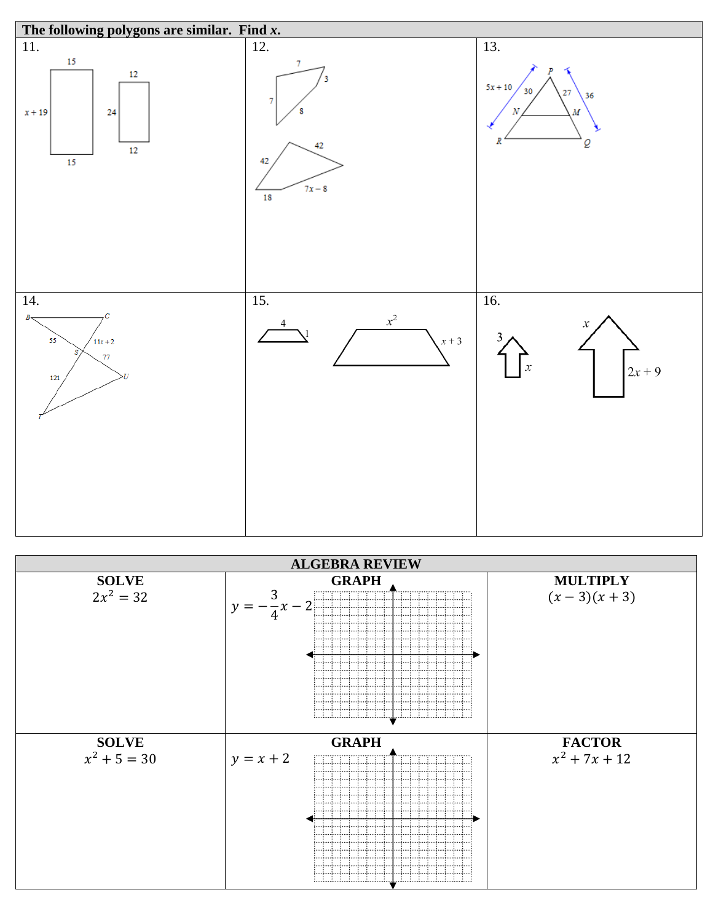**The following polygons are similar. Find *x*.**

| 11. | 12. | 13. |
|---|---|---|
| 15, 15, $x + 19$; 12, 12, 24 | 7, 3, 7, 8; 42, 42, 18, $7x - 8$ | $5x + 10$, 30, 27, 36, $P$, $N$, $M$, $R$, $Q$ |
| **14.** | **15.** | **16.** |
| $B$, $C$, 55, $11x + 2$, $S$, 77, 121, $U$, $T$ | 4, 1; $x^2$, $x + 3$ | 3, $x$; $x$, $2x + 9$ |

**ALGEBRA REVIEW**

| SOLVE | GRAPH | MULTIPLY |
|---|---|---|
| $2x^2 = 32$ | $y = -\frac{3}{4}x - 2$ | $(x - 3)(x + 3)$ |
| **SOLVE** | **GRAPH** | **FACTOR** |
| $x^2 + 5 = 30$ | $y = x + 2$ | $x^2 + 7x + 12$ |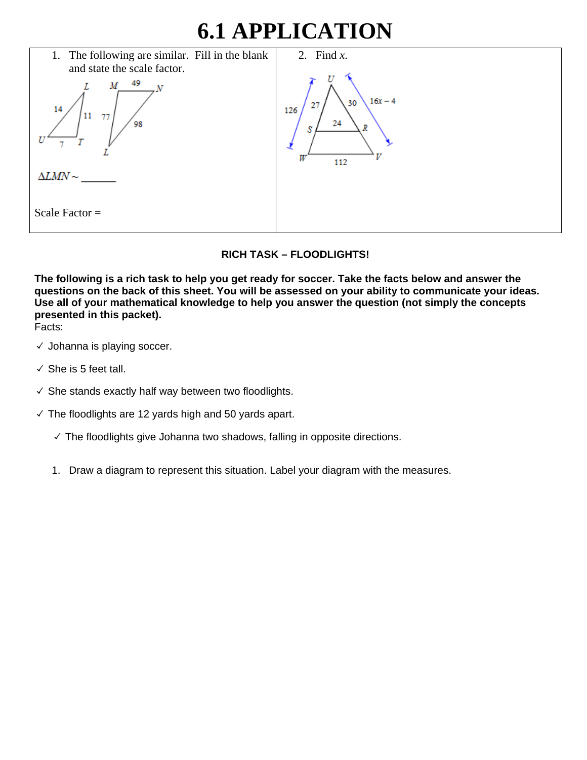# 6.1 APPLICATION

1. The following are similar. Fill in the blank and state the scale factor.

$\Delta LMN \sim$ ______

Scale Factor =

2. Find $x$.

**RICH TASK – FLOODLIGHTS!**

**The following is a rich task to help you get ready for soccer. Take the facts below and answer the questions on the back of this sheet. You will be assessed on your ability to communicate your ideas. Use all of your mathematical knowledge to help you answer the question (not simply the concepts presented in this packet).**

Facts:

- ✓ Johanna is playing soccer.
- ✓ She is 5 feet tall.
- ✓ She stands exactly half way between two floodlights.
- ✓ The floodlights are 12 yards high and 50 yards apart.
- ✓ The floodlights give Johanna two shadows, falling in opposite directions.

1. Draw a diagram to represent this situation. Label your diagram with the measures.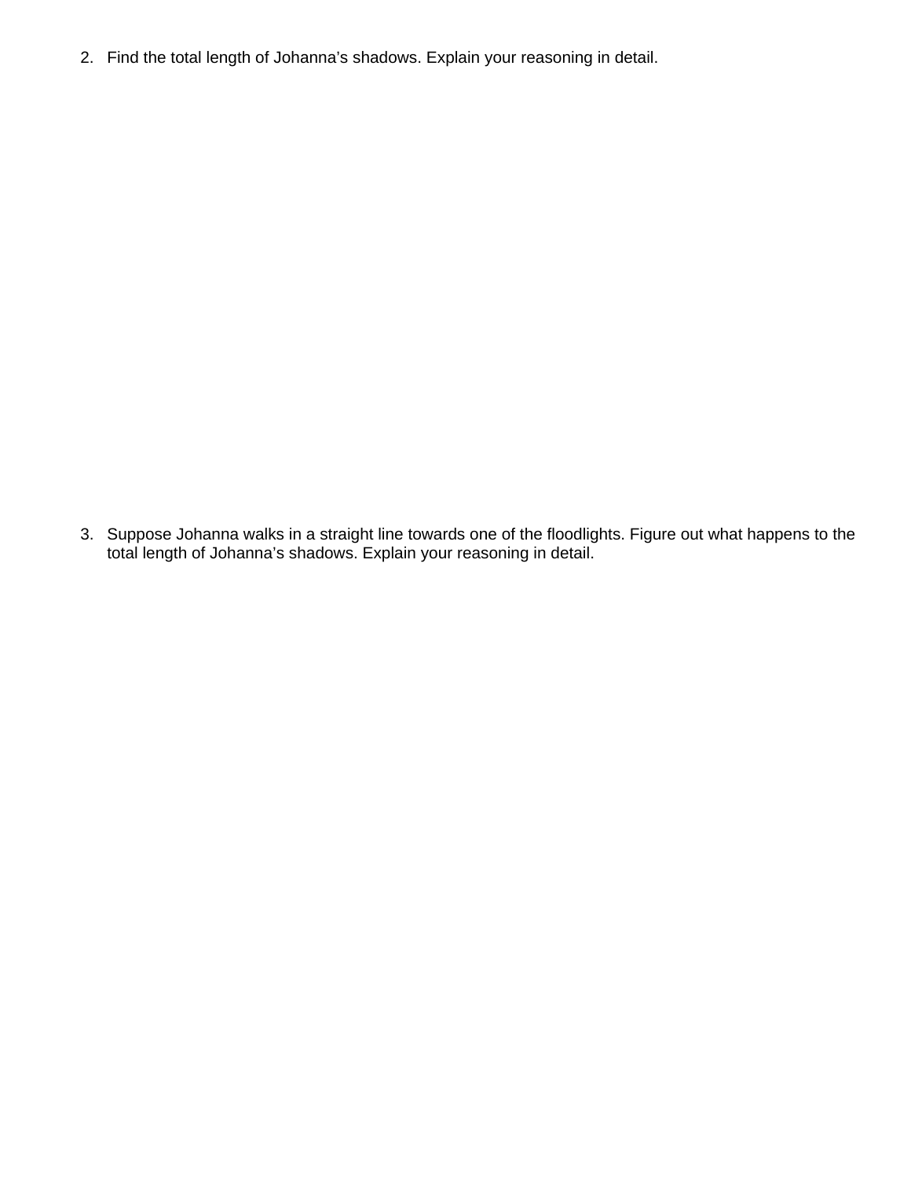2. Find the total length of Johanna’s shadows. Explain your reasoning in detail.

3. Suppose Johanna walks in a straight line towards one of the floodlights. Figure out what happens to the total length of Johanna’s shadows. Explain your reasoning in detail.